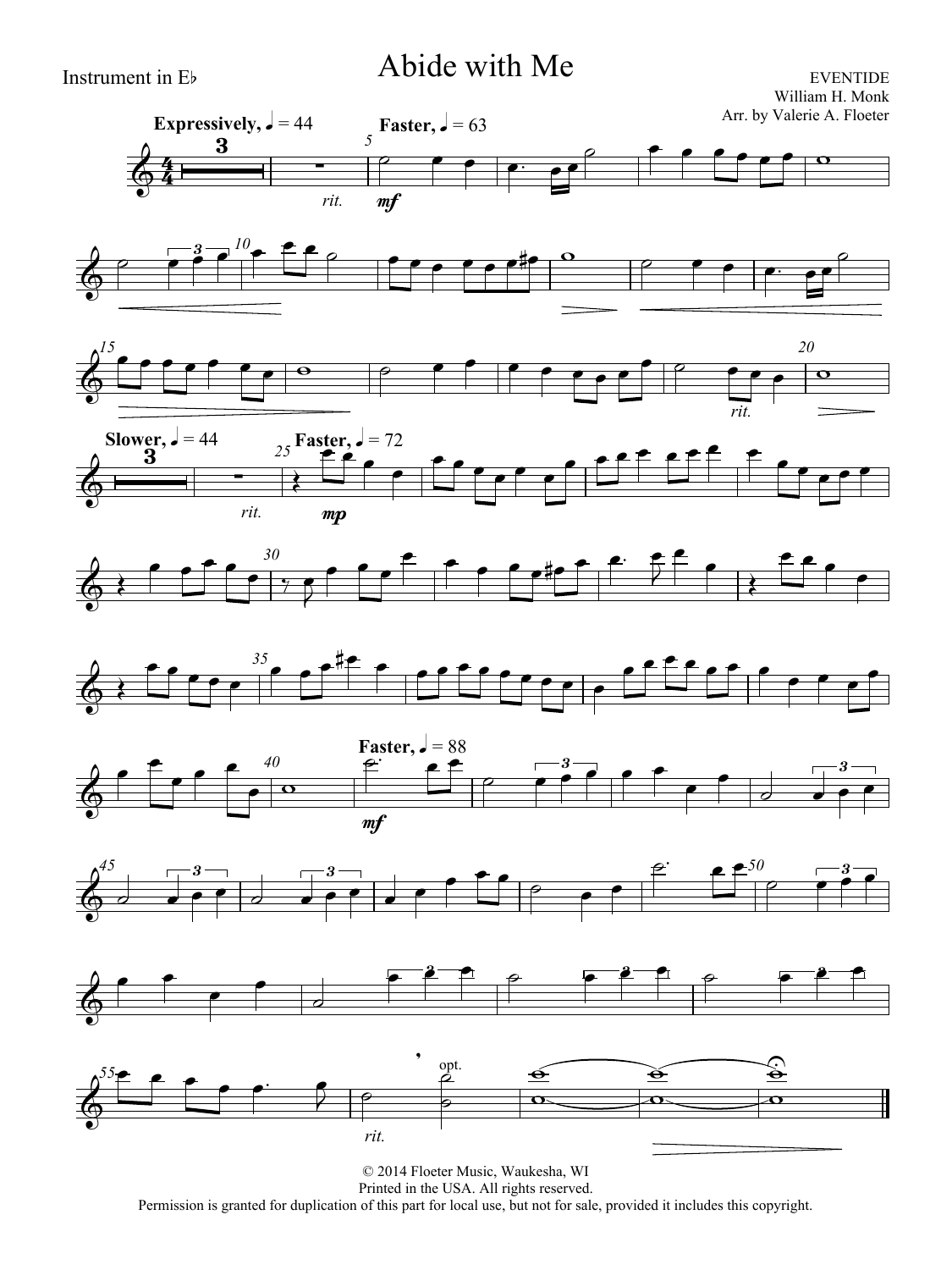Instrument in E♭

# Abide with Me

EVENTIDE
William H. Monk
Arr. by Valerie A. Floeter

© 2014 Floeter Music, Waukesha, WI
Printed in the USA. All rights reserved.
Permission is granted for duplication of this part for local use, but not for sale, provided it includes this copyright.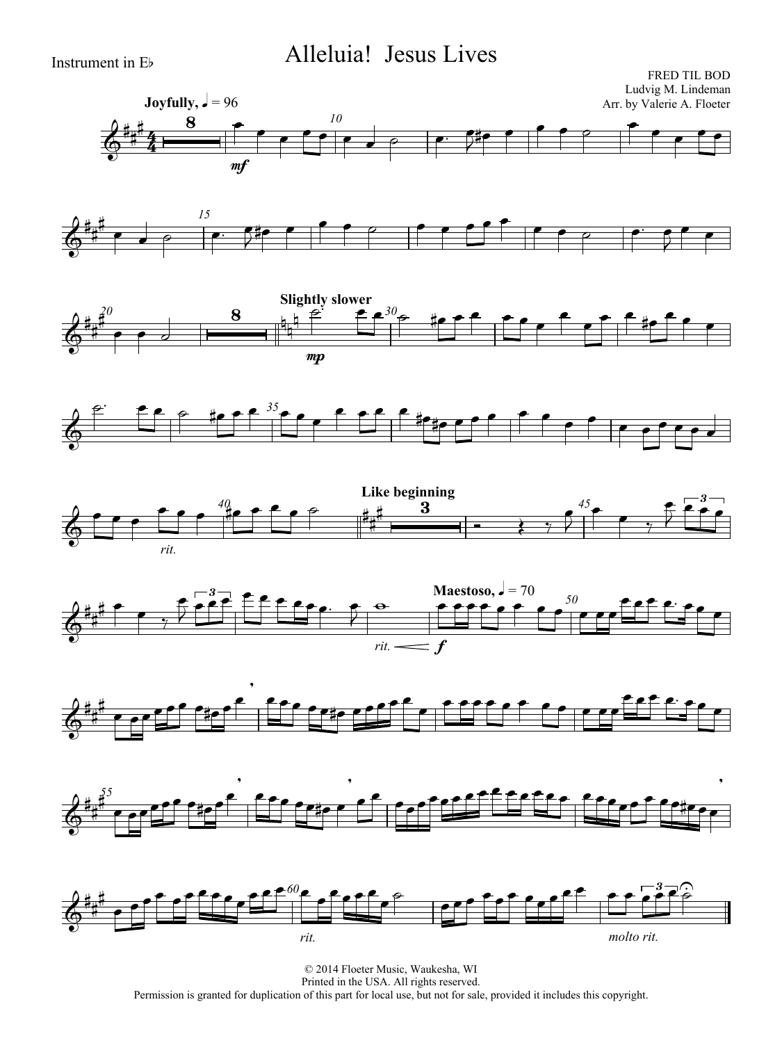Instrument in E♭

# Alleluia! Jesus Lives

FRED TIL BOD
Ludvig M. Lindeman
Arr. by Valerie A. Floeter

Joyfully, ♩ = 96

*mf*

Slightly slower

*mp*

*rit.*

Like beginning

Maestoso, ♩ = 70

*rit.* *f*

*rit.*

*molto rit.*

© 2014 Floeter Music, Waukesha, WI
Printed in the USA. All rights reserved.
Permission is granted for duplication of this part for local use, but not for sale, provided it includes this copyright.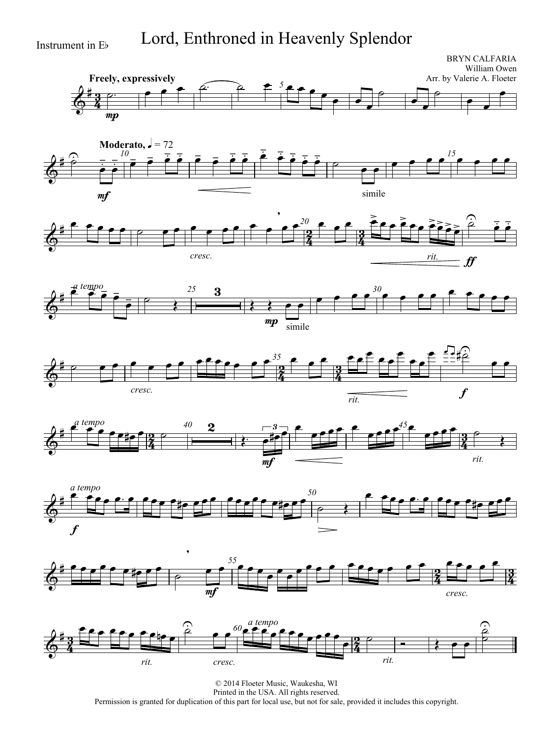Instrument in E♭

# Lord, Enthroned in Heavenly Splendor

BRYN CALFARIA
William Owen
Arr. by Valerie A. Floeter

© 2014 Floeter Music, Waukesha, WI
Printed in the USA. All rights reserved.
Permission is granted for duplication of this part for local use, but not for sale, provided it includes this copyright.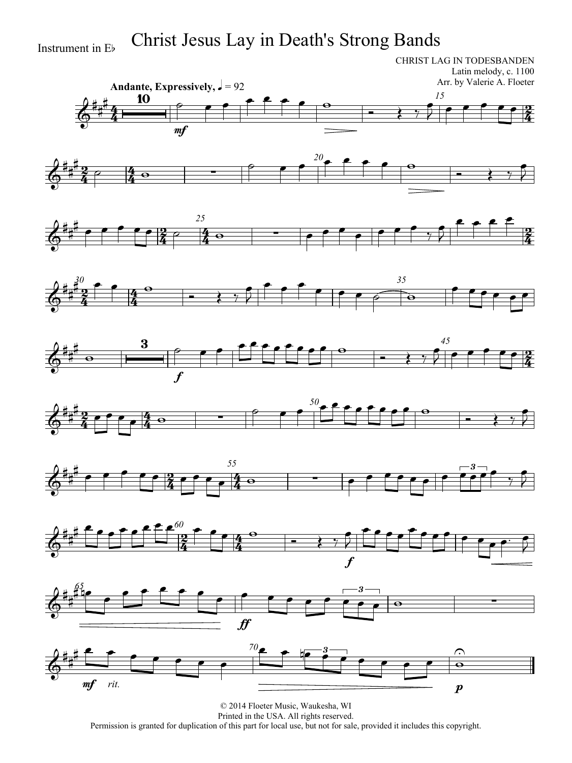Instrument in E♭

# Christ Jesus Lay in Death's Strong Bands

CHRIST LAG IN TODESBANDEN
Latin melody, c. 1100
Arr. by Valerie A. Floeter

**Andante, Expressively,** ♩ = 92

© 2014 Floeter Music, Waukesha, WI
Printed in the USA. All rights reserved.
Permission is granted for duplication of this part for local use, but not for sale, provided it includes this copyright.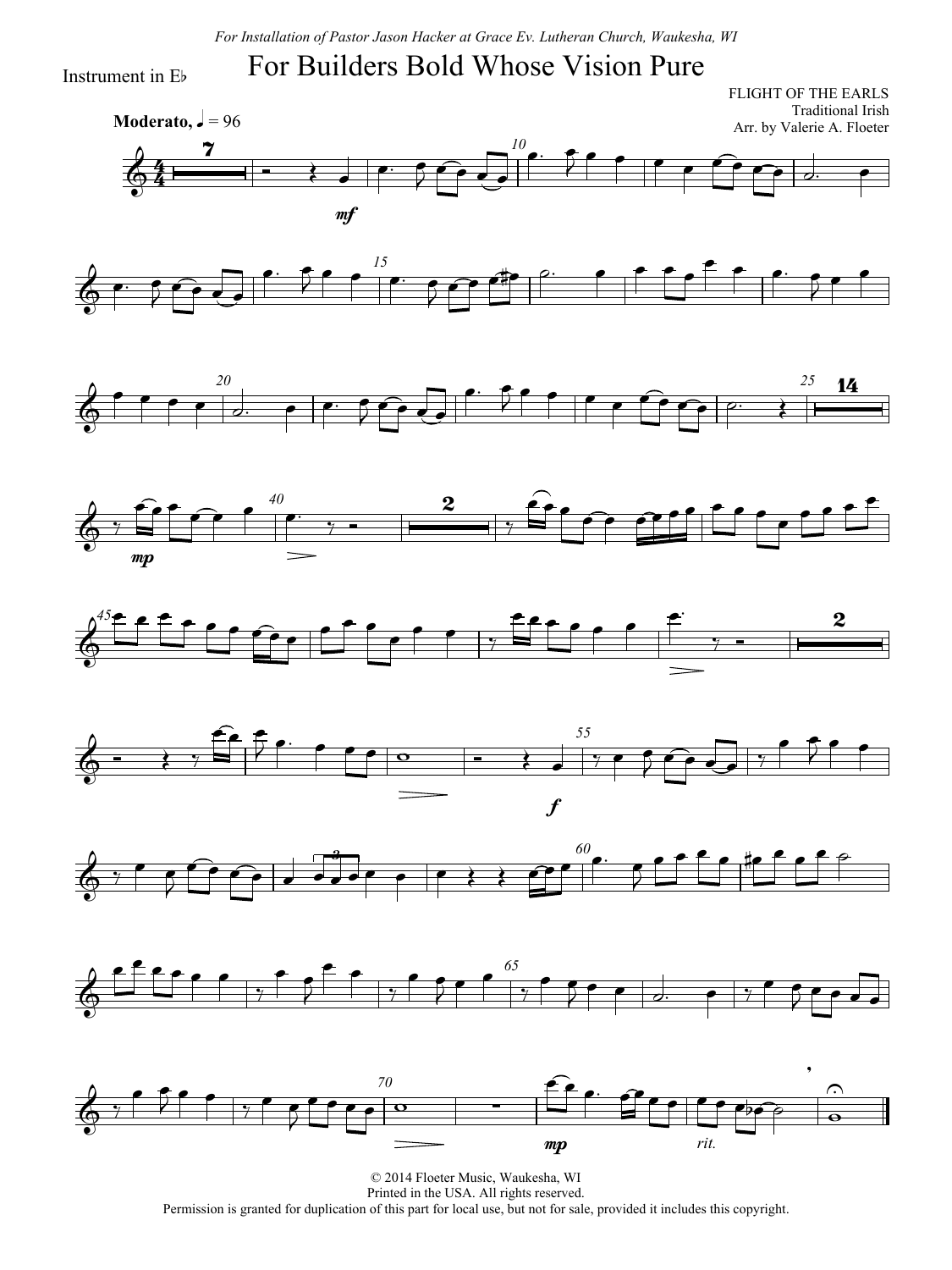*For Installation of Pastor Jason Hacker at Grace Ev. Lutheran Church, Waukesha, WI*

Instrument in E♭

# For Builders Bold Whose Vision Pure

FLIGHT OF THE EARLS
Traditional Irish
Arr. by Valerie A. Floeter

**Moderato,** ♩ = 96

© 2014 Floeter Music, Waukesha, WI
Printed in the USA. All rights reserved.
Permission is granted for duplication of this part for local use, but not for sale, provided it includes this copyright.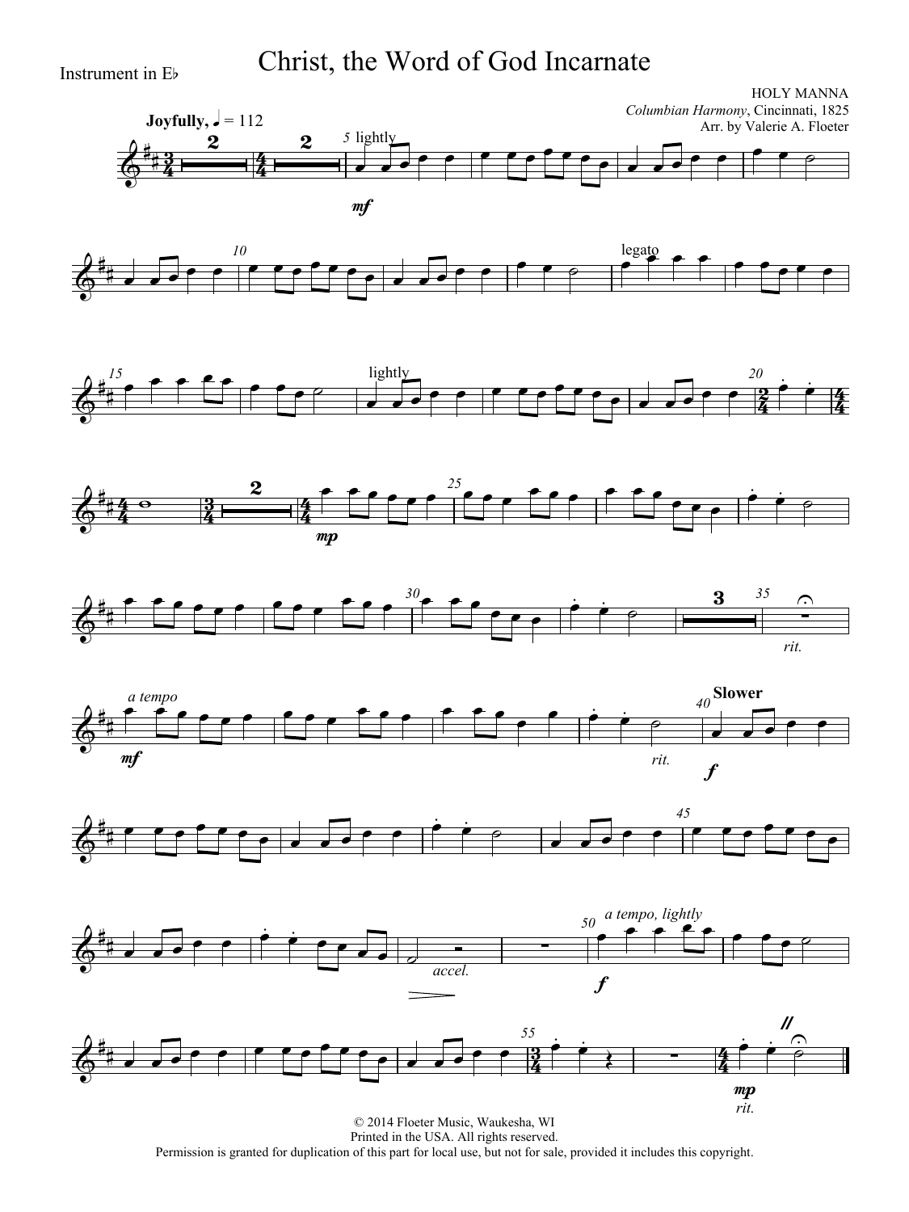Instrument in E♭

# Christ, the Word of God Incarnate

HOLY MANNA
*Columbian Harmony*, Cincinnati, 1825
Arr. by Valerie A. Floeter

© 2014 Floeter Music, Waukesha, WI
Printed in the USA. All rights reserved.
Permission is granted for duplication of this part for local use, but not for sale, provided it includes this copyright.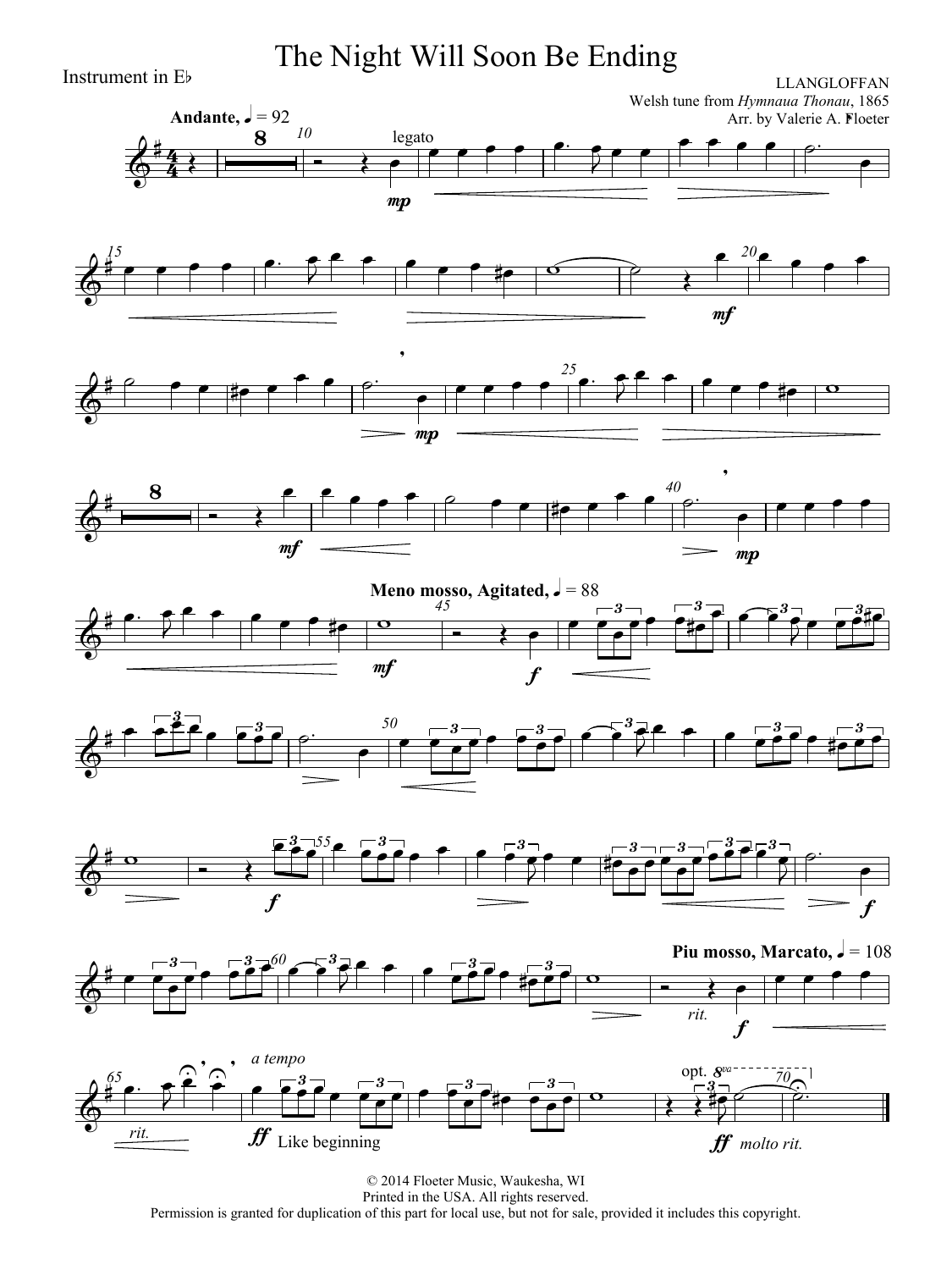# The Night Will Soon Be Ending

Instrument in E♭

LLANGLOFFAN
Welsh tune from *Hymnaua Thonau*, 1865
Arr. by Valerie A. Floeter

© 2014 Floeter Music, Waukesha, WI
Printed in the USA. All rights reserved.
Permission is granted for duplication of this part for local use, but not for sale, provided it includes this copyright.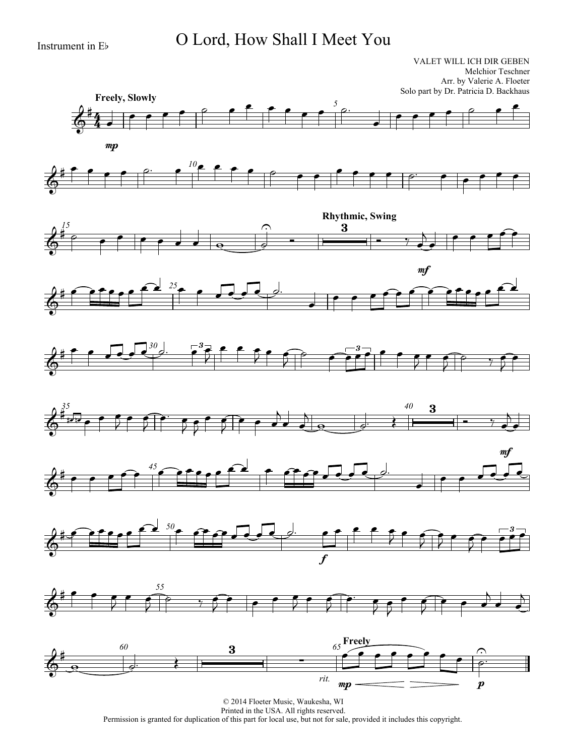Instrument in E♭

# O Lord, How Shall I Meet You

VALET WILL ICH DIR GEBEN
Melchior Teschner
Arr. by Valerie A. Floeter
Solo part by Dr. Patricia D. Backhaus

© 2014 Floeter Music, Waukesha, WI
Printed in the USA. All rights reserved.
Permission is granted for duplication of this part for local use, but not for sale, provided it includes this copyright.